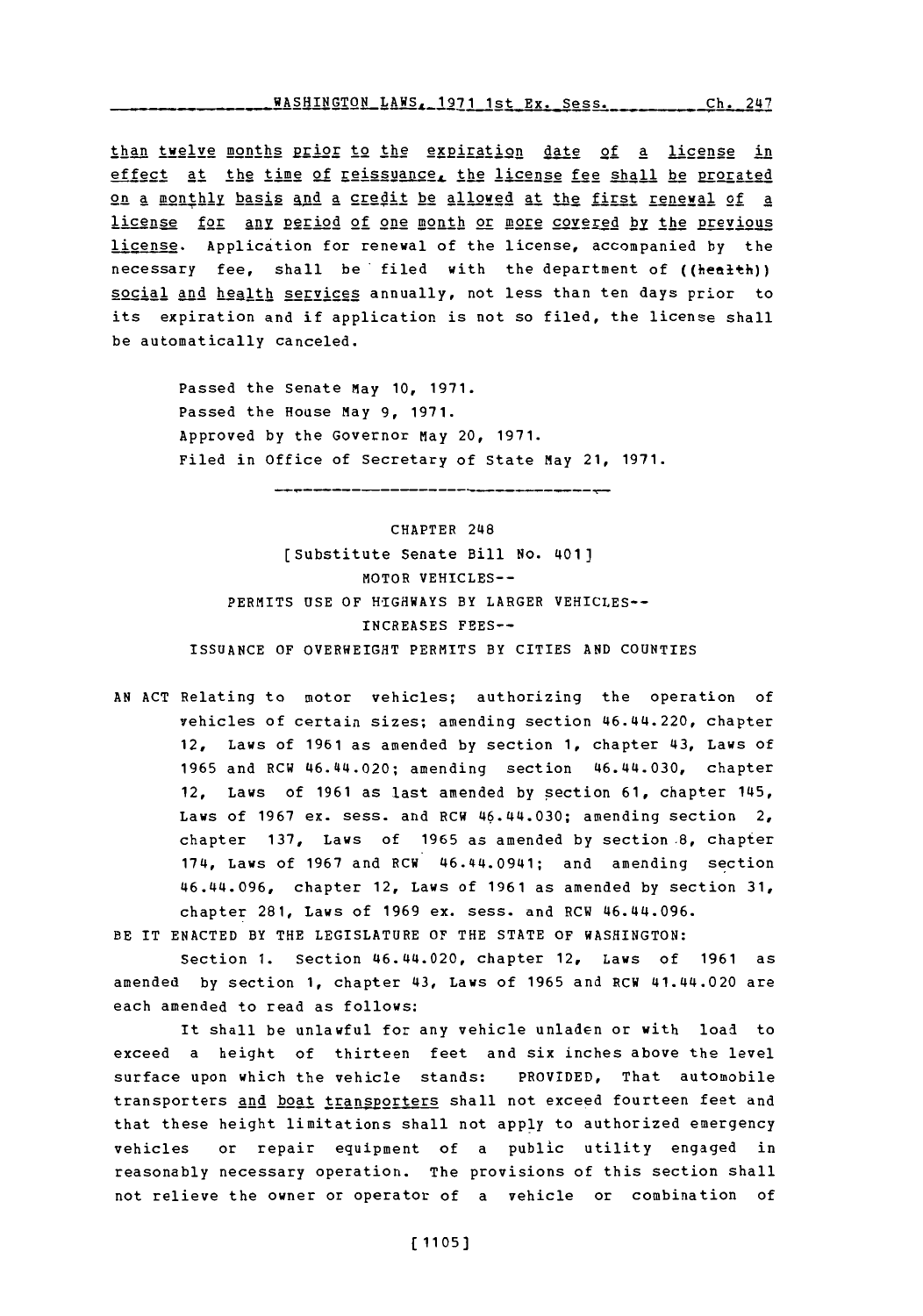than twelve months prior to the expiration date of a license in effect at the time of reissuance, the license fee shall be prorated on a monthly basis and a credit be allowed at the first renewal of a license for any period of one month or more covered by the previous license. Application for renewal of the license, accompanied by the necessary fee, shall be filed with the department of ((health)) social and health services annually, not less than ten days prior to its expiration and if application is not so filed, the license shall be automatically canceled.

Passed the Senate May 10, 1971.
Passed the House May 9, 1971.
Approved by the Governor May 20, 1971.
Filed in Office of Secretary of State May 21, 1971.

---

CHAPTER 248

[Substitute Senate Bill No. 401]

MOTOR VEHICLES--
PERMITS USE OF HIGHWAYS BY LARGER VEHICLES--
INCREASES FEES--
ISSUANCE OF OVERWEIGHT PERMITS BY CITIES AND COUNTIES

AN ACT Relating to motor vehicles; authorizing the operation of vehicles of certain sizes; amending section 46.44.220, chapter 12, Laws of 1961 as amended by section 1, chapter 43, Laws of 1965 and RCW 46.44.020; amending section 46.44.030, chapter 12, Laws of 1961 as last amended by section 61, chapter 145, Laws of 1967 ex. sess. and RCW 46.44.030; amending section 2, chapter 137, Laws of 1965 as amended by section 8, chapter 174, Laws of 1967 and RCW 46.44.0941; and amending section 46.44.096, chapter 12, Laws of 1961 as amended by section 31, chapter 281, Laws of 1969 ex. sess. and RCW 46.44.096.

BE IT ENACTED BY THE LEGISLATURE OF THE STATE OF WASHINGTON:

Section 1. Section 46.44.020, chapter 12, Laws of 1961 as amended by section 1, chapter 43, Laws of 1965 and RCW 41.44.020 are each amended to read as follows:

It shall be unlawful for any vehicle unladen or with load to exceed a height of thirteen feet and six inches above the level surface upon which the vehicle stands: PROVIDED, That automobile transporters and boat transporters shall not exceed fourteen feet and that these height limitations shall not apply to authorized emergency vehicles or repair equipment of a public utility engaged in reasonably necessary operation. The provisions of this section shall not relieve the owner or operator of a vehicle or combination of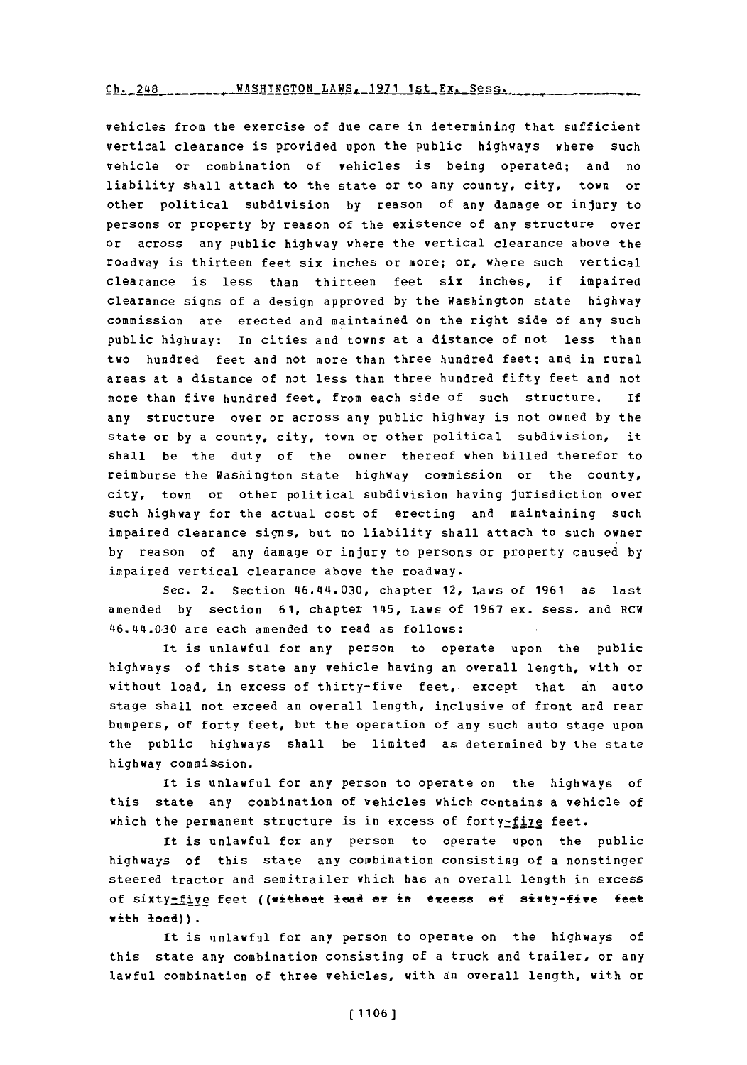vehicles from the exercise of due care in determining that sufficient vertical clearance is provided upon the public highways where such vehicle or combination of vehicles is being operated; and no liability shall attach to the state or to any county, city, town or other political subdivision by reason of any damage or injury to persons or property by reason of the existence of any structure over or across any public highway where the vertical clearance above the roadway is thirteen feet six inches or more; or, where such vertical clearance is less than thirteen feet six inches, if impaired clearance signs of a design approved by the Washington state highway commission are erected and maintained on the right side of any such public highway: In cities and towns at a distance of not less than two hundred feet and not more than three hundred feet; and in rural areas at a distance of not less than three hundred fifty feet and not more than five hundred feet, from each side of such structure. If any structure over or across any public highway is not owned by the state or by a county, city, town or other political subdivision, it shall be the duty of the owner thereof when billed therefor to reimburse the Washington state highway commission or the county, city, town or other political subdivision having jurisdiction over such highway for the actual cost of erecting and maintaining such impaired clearance signs, but no liability shall attach to such owner by reason of any damage or injury to persons or property caused by impaired vertical clearance above the roadway.

Sec. 2. Section 46.44.030, chapter 12, Laws of 1961 as last amended by section 61, chapter 145, Laws of 1967 ex. sess. and RCW 46.44.030 are each amended to read as follows:

It is unlawful for any person to operate upon the public highways of this state any vehicle having an overall length, with or without load, in excess of thirty-five feet, except that an auto stage shall not exceed an overall length, inclusive of front and rear bumpers, of forty feet, but the operation of any such auto stage upon the public highways shall be limited as determined by the state highway commission.

It is unlawful for any person to operate on the highways of this state any combination of vehicles which contains a vehicle of which the permanent structure is in excess of forty-five feet.

It is unlawful for any person to operate upon the public highways of this state any combination consisting of a nonstinger steered tractor and semitrailer which has an overall length in excess of sixty-five feet ((~~without load or in excess of sixty-five feet with load~~)).

It is unlawful for any person to operate on the highways of this state any combination consisting of a truck and trailer, or any lawful combination of three vehicles, with an overall length, with or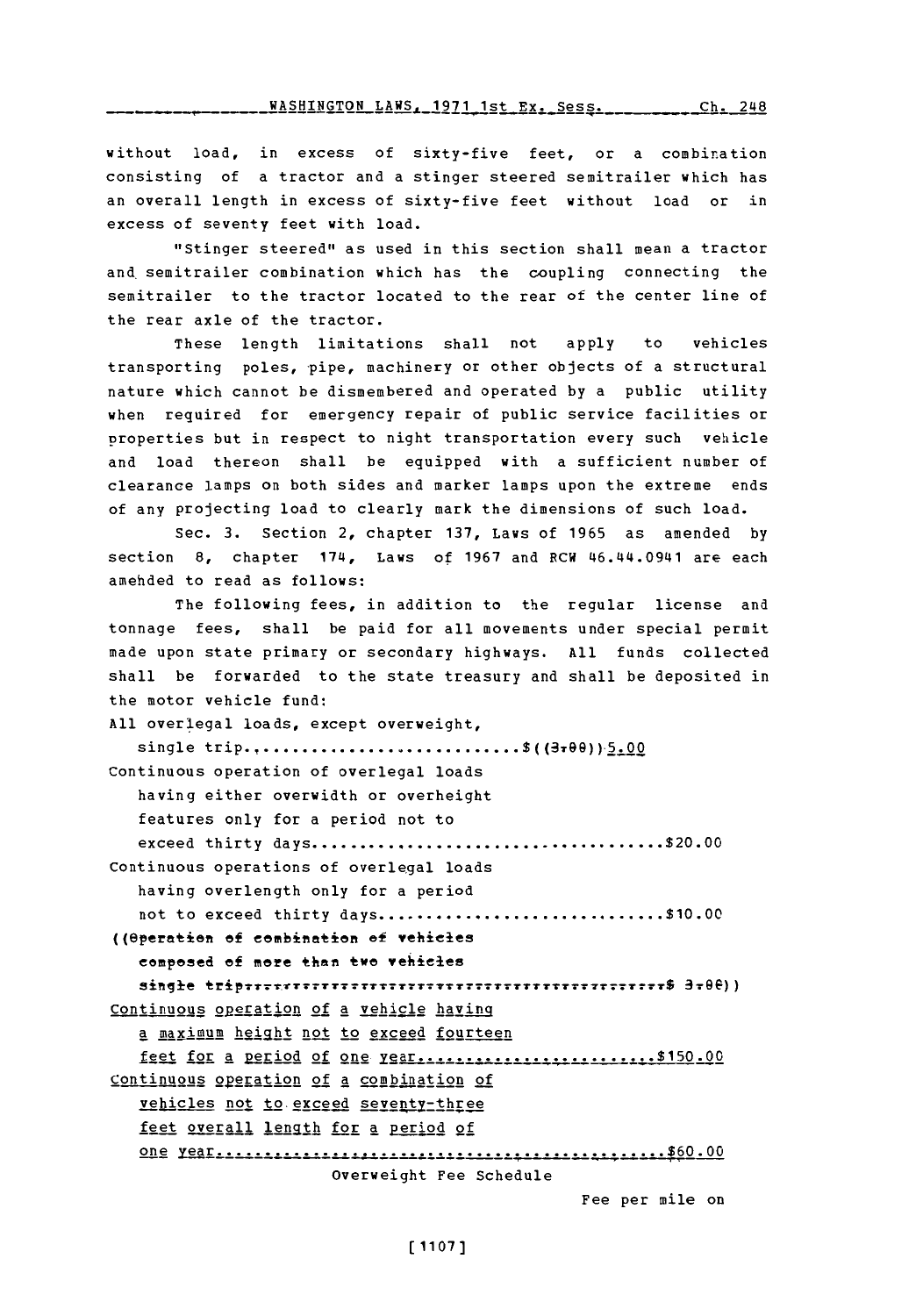without load, in excess of sixty-five feet, or a combination consisting of a tractor and a stinger steered semitrailer which has an overall length in excess of sixty-five feet without load or in excess of seventy feet with load.

"Stinger steered" as used in this section shall mean a tractor and semitrailer combination which has the coupling connecting the semitrailer to the tractor located to the rear of the center line of the rear axle of the tractor.

These length limitations shall not apply to vehicles transporting poles, pipe, machinery or other objects of a structural nature which cannot be dismembered and operated by a public utility when required for emergency repair of public service facilities or properties but in respect to night transportation every such vehicle and load thereon shall be equipped with a sufficient number of clearance lamps on both sides and marker lamps upon the extreme ends of any projecting load to clearly mark the dimensions of such load.

Sec. 3. Section 2, chapter 137, Laws of 1965 as amended by section 8, chapter 174, Laws of 1967 and RCW 46.44.0941 are each amended to read as follows:

The following fees, in addition to the regular license and tonnage fees, shall be paid for all movements under special permit made upon state primary or secondary highways. All funds collected shall be forwarded to the state treasury and shall be deposited in the motor vehicle fund:

All overlegal loads, except overweight,
single trip............................$((3.00)) 5.00

Continuous operation of overlegal loads having either overwidth or overheight features only for a period not to exceed thirty days....................................$20.00

Continuous operations of overlegal loads having overlength only for a period not to exceed thirty days..............................$10.00

((~~Operation of combination of vehicles composed of more than two vehicles single trip..............................................$ 3.00~~))

Continuous operation of a vehicle having a maximum height not to exceed fourteen feet for a period of one year..........................$150.00

Continuous operation of a combination of vehicles not to exceed seventy-three feet overall length for a period of one year...............................................$60.00

Overweight Fee Schedule

Fee per mile on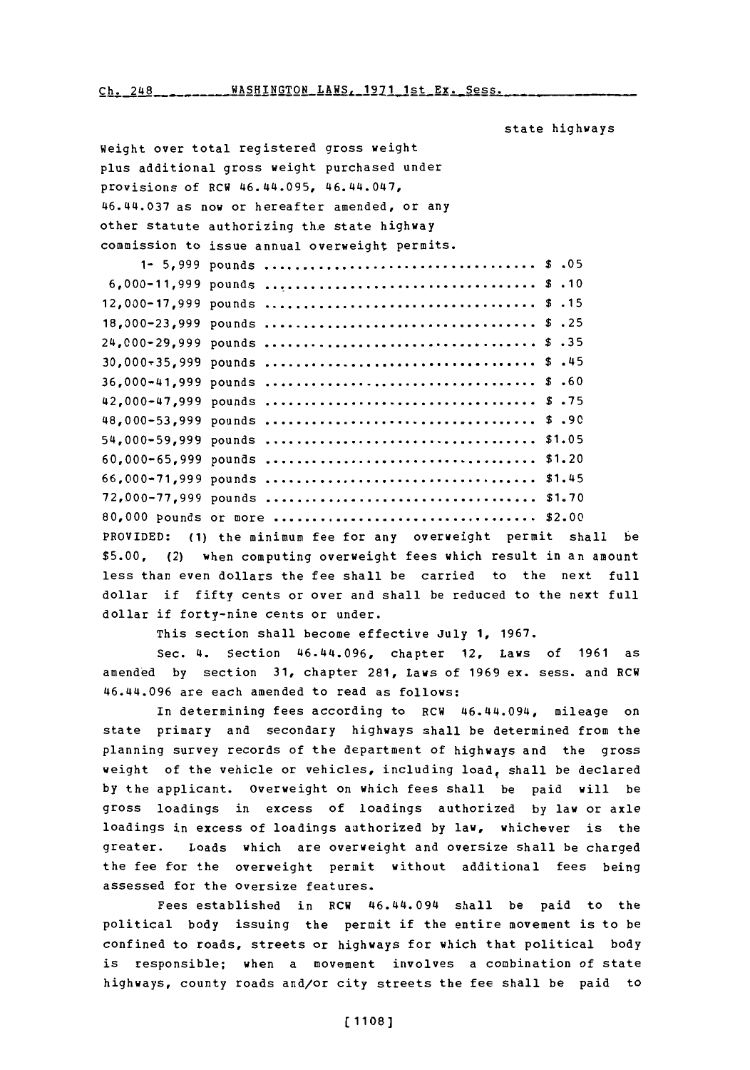state highways

Weight over total registered gross weight plus additional gross weight purchased under provisions of RCW 46.44.095, 46.44.047, 46.44.037 as now or hereafter amended, or any other statute authorizing the state highway commission to issue annual overweight permits.

| | |
|---|---|
| 1- 5,999 pounds | $ .05 |
| 6,000-11,999 pounds | $ .10 |
| 12,000-17,999 pounds | $ .15 |
| 18,000-23,999 pounds | $ .25 |
| 24,000-29,999 pounds | $ .35 |
| 30,000-35,999 pounds | $ .45 |
| 36,000-41,999 pounds | $ .60 |
| 42,000-47,999 pounds | $ .75 |
| 48,000-53,999 pounds | $ .90 |
| 54,000-59,999 pounds | $1.05 |
| 60,000-65,999 pounds | $1.20 |
| 66,000-71,999 pounds | $1.45 |
| 72,000-77,999 pounds | $1.70 |
| 80,000 pounds or more | $2.00 |

PROVIDED: (1) the minimum fee for any overweight permit shall be $5.00, (2) when computing overweight fees which result in an amount less than even dollars the fee shall be carried to the next full dollar if fifty cents or over and shall be reduced to the next full dollar if forty-nine cents or under.

This section shall become effective July 1, 1967.

Sec. 4. Section 46.44.096, chapter 12, Laws of 1961 as amended by section 31, chapter 281, Laws of 1969 ex. sess. and RCW 46.44.096 are each amended to read as follows:

In determining fees according to RCW 46.44.094, mileage on state primary and secondary highways shall be determined from the planning survey records of the department of highways and the gross weight of the vehicle or vehicles, including load, shall be declared by the applicant. Overweight on which fees shall be paid will be gross loadings in excess of loadings authorized by law or axle loadings in excess of loadings authorized by law, whichever is the greater. Loads which are overweight and oversize shall be charged the fee for the overweight permit without additional fees being assessed for the oversize features.

Fees established in RCW 46.44.094 shall be paid to the political body issuing the permit if the entire movement is to be confined to roads, streets or highways for which that political body is responsible; when a movement involves a combination of state highways, county roads and/or city streets the fee shall be paid to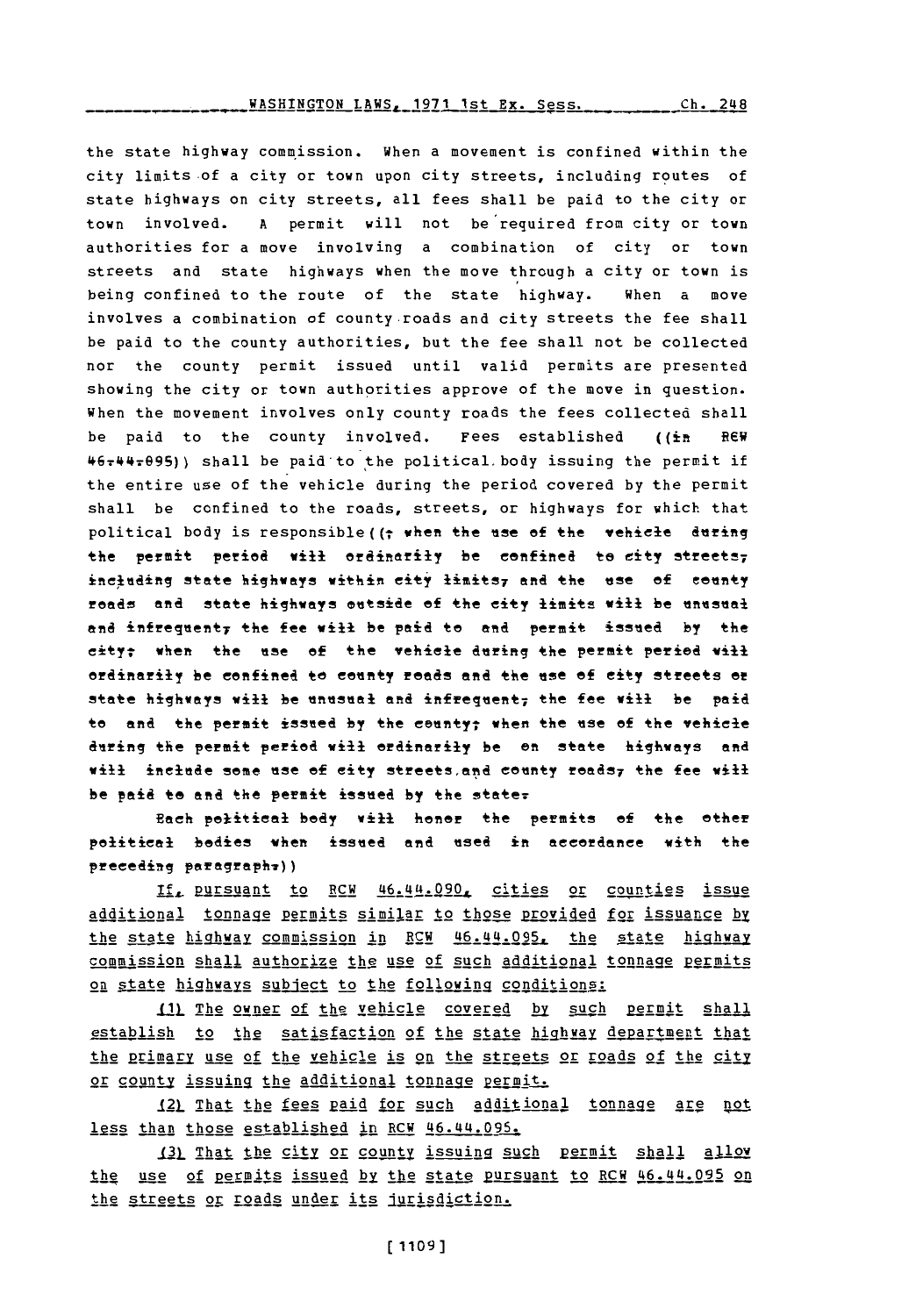the state highway commission. When a movement is confined within the city limits of a city or town upon city streets, including routes of state highways on city streets, all fees shall be paid to the city or town involved. A permit will not be required from city or town authorities for a move involving a combination of city or town streets and state highways when the move through a city or town is being confined to the route of the state highway. When a move involves a combination of county roads and city streets the fee shall be paid to the county authorities, but the fee shall not be collected nor the county permit issued until valid permits are presented showing the city or town authorities approve of the move in question. When the movement involves only county roads the fees collected shall be paid to the county involved. Fees established ((in RCW 46.44.095)) shall be paid to the political body issuing the permit if the entire use of the vehicle during the period covered by the permit shall be confined to the roads, streets, or highways for which that political body is responsible((; when the use of the vehicle during the permit period will ordinarily be confined to city streets, including state highways within city limits, and the use of county roads and state highways outside of the city limits will be unusual and infrequent, the fee will be paid to and permit issued by the city; when the use of the vehicle during the permit period will ordinarily be confined to county roads and the use of city streets or state highways will be unusual and infrequent, the fee will be paid to and the permit issued by the county; when the use of the vehicle during the permit period will ordinarily be on state highways and will include some use of city streets and county roads, the fee will be paid to and the permit issued by the state.

Each political body will honor the permits of the other political bodies when issued and used in accordance with the preceding paragraph.))

If, pursuant to RCW 46.44.090, cities or counties issue additional tonnage permits similar to those provided for issuance by the state highway commission in RCW 46.44.095, the state highway commission shall authorize the use of such additional tonnage permits on state highways subject to the following conditions:

(1) The owner of the vehicle covered by such permit shall establish to the satisfaction of the state highway department that the primary use of the vehicle is on the streets or roads of the city or county issuing the additional tonnage permit.

(2) That the fees paid for such additional tonnage are not less than those established in RCW 46.44.095.

(3) That the city or county issuing such permit shall allow the use of permits issued by the state pursuant to RCW 46.44.095 on the streets or roads under its jurisdiction.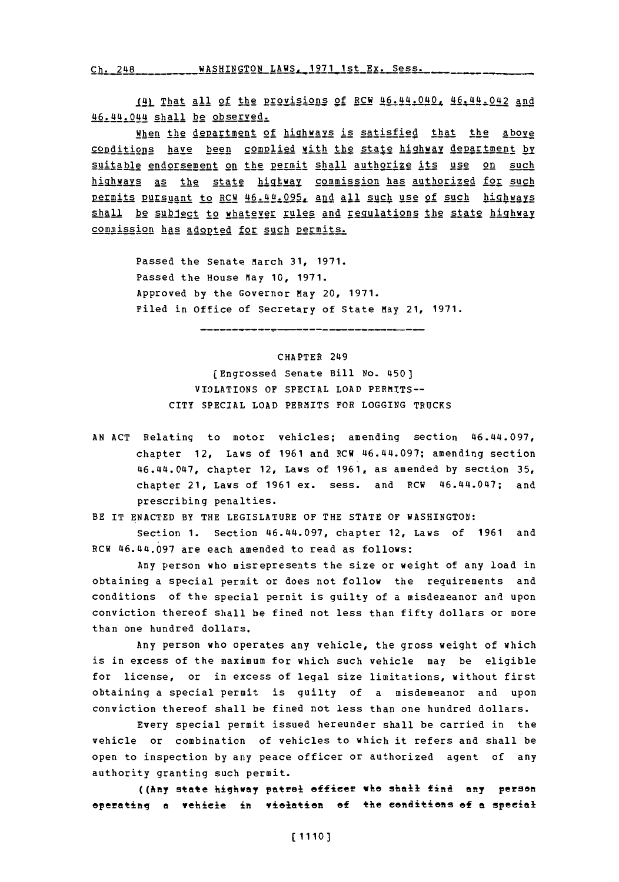(4) That all of the provisions of RCW 46.44.040, 46.44.042 and 46.44.044 shall be observed.

When the department of highways is satisfied that the above conditions have been complied with the state highway department by suitable endorsement on the permit shall authorize its use on such highways as the state highway commission has authorized for such permits pursuant to RCW 46.44.095, and all such use of such highways shall be subject to whatever rules and regulations the state highway commission has adopted for such permits.

Passed the Senate March 31, 1971.
Passed the House May 10, 1971.
Approved by the Governor May 20, 1971.
Filed in Office of Secretary of State May 21, 1971.

---

## CHAPTER 249

[Engrossed Senate Bill No. 450]

VIOLATIONS OF SPECIAL LOAD PERMITS--
CITY SPECIAL LOAD PERMITS FOR LOGGING TRUCKS

AN ACT Relating to motor vehicles; amending section 46.44.097, chapter 12, Laws of 1961 and RCW 46.44.097; amending section 46.44.047, chapter 12, Laws of 1961, as amended by section 35, chapter 21, Laws of 1961 ex. sess. and RCW 46.44.047; and prescribing penalties.

BE IT ENACTED BY THE LEGISLATURE OF THE STATE OF WASHINGTON:

Section 1. Section 46.44.097, chapter 12, Laws of 1961 and RCW 46.44.097 are each amended to read as follows:

Any person who misrepresents the size or weight of any load in obtaining a special permit or does not follow the requirements and conditions of the special permit is guilty of a misdemeanor and upon conviction thereof shall be fined not less than fifty dollars or more than one hundred dollars.

Any person who operates any vehicle, the gross weight of which is in excess of the maximum for which such vehicle may be eligible for license, or in excess of legal size limitations, without first obtaining a special permit is guilty of a misdemeanor and upon conviction thereof shall be fined not less than one hundred dollars.

Every special permit issued hereunder shall be carried in the vehicle or combination of vehicles to which it refers and shall be open to inspection by any peace officer or authorized agent of any authority granting such permit.

((Any state highway patrol officer who shall find any person operating a vehicle in violation of the conditions of a special